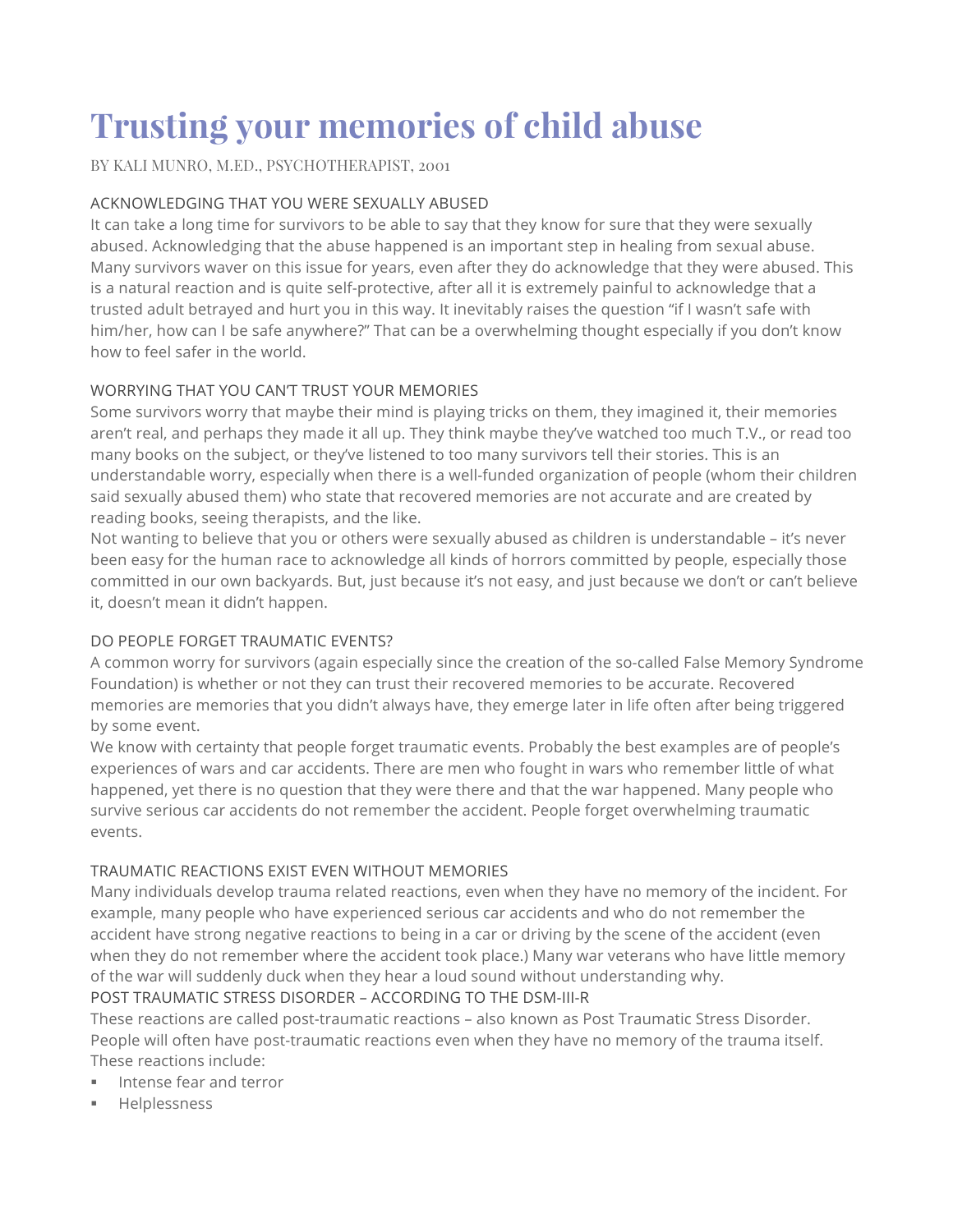# Trusting your memories of child abuse

BY KALI MUNRO, M.ED., PSYCHOTHERAPIST, 2001

## ACKNOWLEDGING THAT YOU WERE SEXUALLY ABUSED

It can take a long time for survivors to be able to say that they know for sure that they were sexually abused. Acknowledging that the abuse happened is an important step in healing from sexual abuse. Many survivors waver on this issue for years, even after they do acknowledge that they were abused. This is a natural reaction and is quite self-protective, after all it is extremely painful to acknowledge that a trusted adult betrayed and hurt you in this way. It inevitably raises the question "if I wasn't safe with him/her, how can I be safe anywhere?" That can be a overwhelming thought especially if you don't know how to feel safer in the world.

## WORRYING THAT YOU CAN'T TRUST YOUR MEMORIES

Some survivors worry that maybe their mind is playing tricks on them, they imagined it, their memories aren't real, and perhaps they made it all up. They think maybe they've watched too much T.V., or read too many books on the subject, or they've listened to too many survivors tell their stories. This is an understandable worry, especially when there is a well-funded organization of people (whom their children said sexually abused them) who state that recovered memories are not accurate and are created by reading books, seeing therapists, and the like.

Not wanting to believe that you or others were sexually abused as children is understandable – it's never been easy for the human race to acknowledge all kinds of horrors committed by people, especially those committed in our own backyards. But, just because it's not easy, and just because we don't or can't believe it, doesn't mean it didn't happen.

## DO PEOPLE FORGET TRAUMATIC EVENTS?

A common worry for survivors (again especially since the creation of the so-called False Memory Syndrome Foundation) is whether or not they can trust their recovered memories to be accurate. Recovered memories are memories that you didn't always have, they emerge later in life often after being triggered by some event.

We know with certainty that people forget traumatic events. Probably the best examples are of people's experiences of wars and car accidents. There are men who fought in wars who remember little of what happened, yet there is no question that they were there and that the war happened. Many people who survive serious car accidents do not remember the accident. People forget overwhelming traumatic events.

## TRAUMATIC REACTIONS EXIST EVEN WITHOUT MEMORIES

Many individuals develop trauma related reactions, even when they have no memory of the incident. For example, many people who have experienced serious car accidents and who do not remember the accident have strong negative reactions to being in a car or driving by the scene of the accident (even when they do not remember where the accident took place.) Many war veterans who have little memory of the war will suddenly duck when they hear a loud sound without understanding why.

## POST TRAUMATIC STRESS DISORDER – ACCORDING TO THE DSM-III-R

These reactions are called post-traumatic reactions – also known as Post Traumatic Stress Disorder. People will often have post-traumatic reactions even when they have no memory of the trauma itself. These reactions include:

- Intense fear and terror
- Helplessness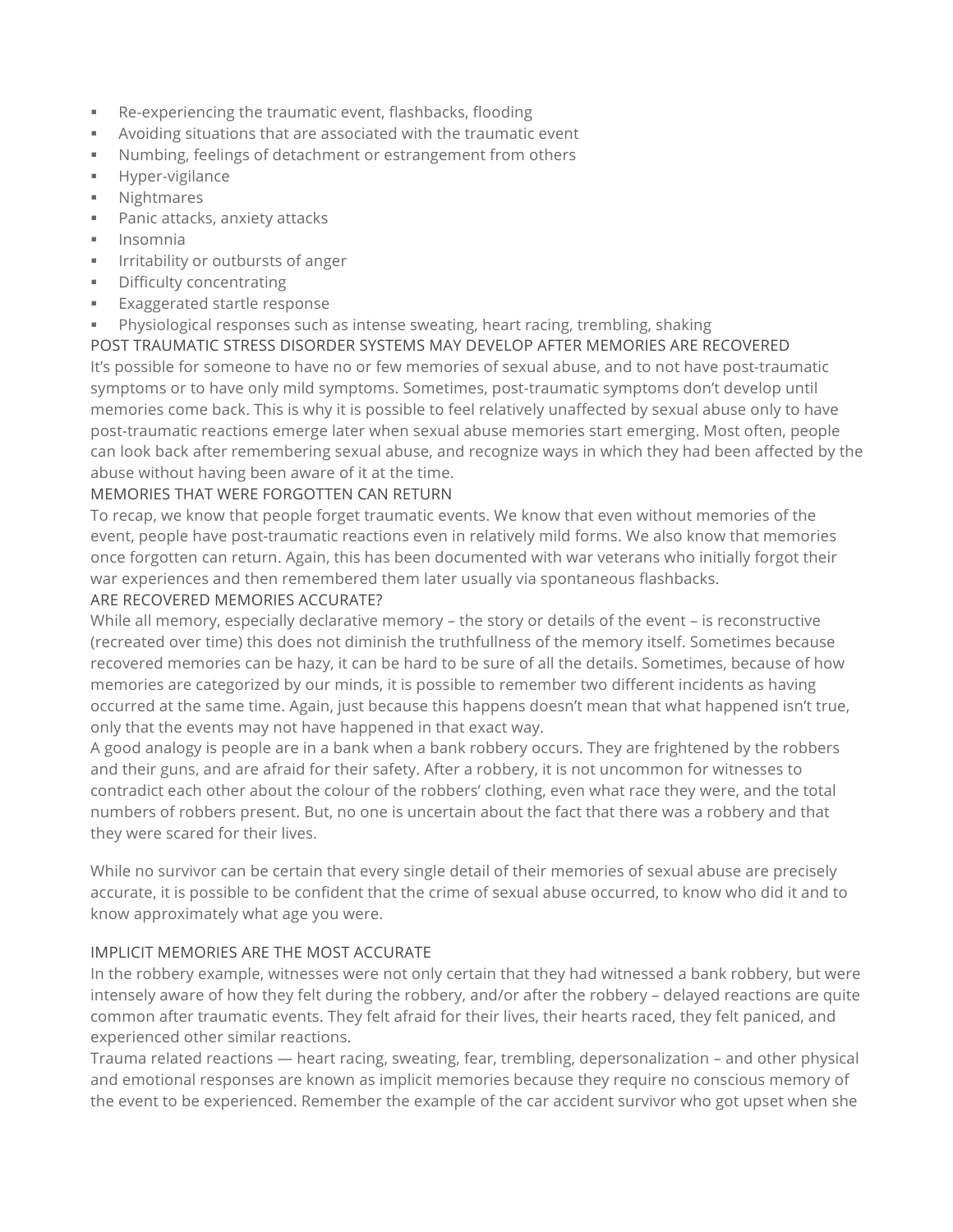- Re-experiencing the traumatic event, flashbacks, flooding
- Avoiding situations that are associated with the traumatic event
- Numbing, feelings of detachment or estrangement from others
- Hyper-vigilance
- Nightmares
- Panic attacks, anxiety attacks
- Insomnia
- Irritability or outbursts of anger
- Difficulty concentrating
- Exaggerated startle response
- Physiological responses such as intense sweating, heart racing, trembling, shaking

## POST TRAUMATIC STRESS DISORDER SYSTEMS MAY DEVELOP AFTER MEMORIES ARE RECOVERED

It's possible for someone to have no or few memories of sexual abuse, and to not have post-traumatic symptoms or to have only mild symptoms. Sometimes, post-traumatic symptoms don't develop until memories come back. This is why it is possible to feel relatively unaffected by sexual abuse only to have post-traumatic reactions emerge later when sexual abuse memories start emerging. Most often, people can look back after remembering sexual abuse, and recognize ways in which they had been affected by the abuse without having been aware of it at the time.

## MEMORIES THAT WERE FORGOTTEN CAN RETURN

To recap, we know that people forget traumatic events. We know that even without memories of the event, people have post-traumatic reactions even in relatively mild forms. We also know that memories once forgotten can return. Again, this has been documented with war veterans who initially forgot their war experiences and then remembered them later usually via spontaneous flashbacks.

## ARE RECOVERED MEMORIES ACCURATE?

While all memory, especially declarative memory – the story or details of the event – is reconstructive (recreated over time) this does not diminish the truthfullness of the memory itself. Sometimes because recovered memories can be hazy, it can be hard to be sure of all the details. Sometimes, because of how memories are categorized by our minds, it is possible to remember two different incidents as having occurred at the same time. Again, just because this happens doesn't mean that what happened isn't true, only that the events may not have happened in that exact way.

A good analogy is people are in a bank when a bank robbery occurs. They are frightened by the robbers and their guns, and are afraid for their safety. After a robbery, it is not uncommon for witnesses to contradict each other about the colour of the robbers' clothing, even what race they were, and the total numbers of robbers present. But, no one is uncertain about the fact that there was a robbery and that they were scared for their lives.

While no survivor can be certain that every single detail of their memories of sexual abuse are precisely accurate, it is possible to be confident that the crime of sexual abuse occurred, to know who did it and to know approximately what age you were.

## IMPLICIT MEMORIES ARE THE MOST ACCURATE

In the robbery example, witnesses were not only certain that they had witnessed a bank robbery, but were intensely aware of how they felt during the robbery, and/or after the robbery – delayed reactions are quite common after traumatic events. They felt afraid for their lives, their hearts raced, they felt paniced, and experienced other similar reactions.

Trauma related reactions — heart racing, sweating, fear, trembling, depersonalization – and other physical and emotional responses are known as implicit memories because they require no conscious memory of the event to be experienced. Remember the example of the car accident survivor who got upset when she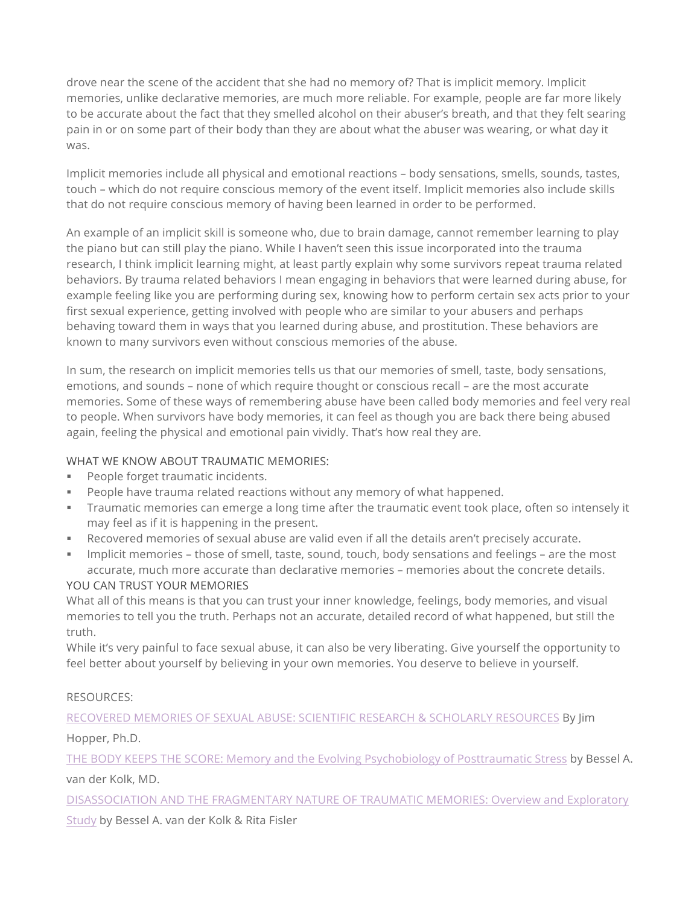drove near the scene of the accident that she had no memory of? That is implicit memory. Implicit memories, unlike declarative memories, are much more reliable. For example, people are far more likely to be accurate about the fact that they smelled alcohol on their abuser's breath, and that they felt searing pain in or on some part of their body than they are about what the abuser was wearing, or what day it was.

Implicit memories include all physical and emotional reactions – body sensations, smells, sounds, tastes, touch – which do not require conscious memory of the event itself. Implicit memories also include skills that do not require conscious memory of having been learned in order to be performed.

An example of an implicit skill is someone who, due to brain damage, cannot remember learning to play the piano but can still play the piano. While I haven't seen this issue incorporated into the trauma research, I think implicit learning might, at least partly explain why some survivors repeat trauma related behaviors. By trauma related behaviors I mean engaging in behaviors that were learned during abuse, for example feeling like you are performing during sex, knowing how to perform certain sex acts prior to your first sexual experience, getting involved with people who are similar to your abusers and perhaps behaving toward them in ways that you learned during abuse, and prostitution. These behaviors are known to many survivors even without conscious memories of the abuse.

In sum, the research on implicit memories tells us that our memories of smell, taste, body sensations, emotions, and sounds – none of which require thought or conscious recall – are the most accurate memories. Some of these ways of remembering abuse have been called body memories and feel very real to people. When survivors have body memories, it can feel as though you are back there being abused again, feeling the physical and emotional pain vividly. That's how real they are.

WHAT WE KNOW ABOUT TRAUMATIC MEMORIES:

- People forget traumatic incidents.
- People have trauma related reactions without any memory of what happened.
- Traumatic memories can emerge a long time after the traumatic event took place, often so intensely it may feel as if it is happening in the present.
- Recovered memories of sexual abuse are valid even if all the details aren't precisely accurate.
- Implicit memories – those of smell, taste, sound, touch, body sensations and feelings – are the most accurate, much more accurate than declarative memories – memories about the concrete details.

YOU CAN TRUST YOUR MEMORIES

What all of this means is that you can trust your inner knowledge, feelings, body memories, and visual memories to tell you the truth. Perhaps not an accurate, detailed record of what happened, but still the truth.

While it's very painful to face sexual abuse, it can also be very liberating. Give yourself the opportunity to feel better about yourself by believing in your own memories. You deserve to believe in yourself.

RESOURCES:

RECOVERED MEMORIES OF SEXUAL ABUSE: SCIENTIFIC RESEARCH & SCHOLARLY RESOURCES By Jim Hopper, Ph.D.

THE BODY KEEPS THE SCORE: Memory and the Evolving Psychobiology of Posttraumatic Stress by Bessel A. van der Kolk, MD.

DISASSOCIATION AND THE FRAGMENTARY NATURE OF TRAUMATIC MEMORIES: Overview and Exploratory Study by Bessel A. van der Kolk & Rita Fisler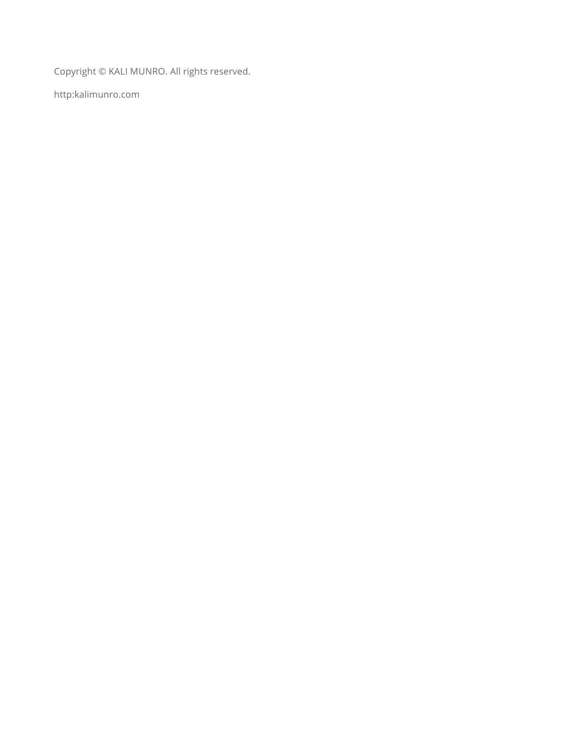Copyright © KALI MUNRO. All rights reserved.

http:kalimunro.com